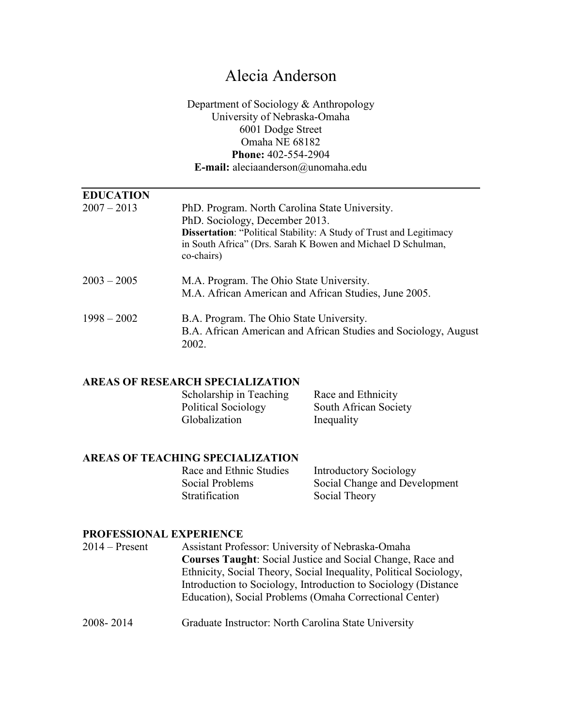# Alecia Anderson

Department of Sociology & Anthropology
University of Nebraska-Omaha
6001 Dodge Street
Omaha NE 68182
**Phone:** 402-554-2904
**E-mail:** aleciaanderson@unomaha.edu

## EDUCATION

2007 – 2013
PhD. Program. North Carolina State University.
PhD. Sociology, December 2013.
**Dissertation**: "Political Stability: A Study of Trust and Legitimacy in South Africa" (Drs. Sarah K Bowen and Michael D Schulman, co-chairs)

2003 – 2005
M.A. Program. The Ohio State University.
M.A. African American and African Studies, June 2005.

1998 – 2002
B.A. Program. The Ohio State University.
B.A. African American and African Studies and Sociology, August 2002.

## AREAS OF RESEARCH SPECIALIZATION

- Scholarship in Teaching
- Political Sociology
- Globalization
- Race and Ethnicity
- South African Society
- Inequality

## AREAS OF TEACHING SPECIALIZATION

- Race and Ethnic Studies
- Social Problems
- Stratification
- Introductory Sociology
- Social Change and Development
- Social Theory

## PROFESSIONAL EXPERIENCE

2014 – Present
Assistant Professor: University of Nebraska-Omaha
**Courses Taught**: Social Justice and Social Change, Race and Ethnicity, Social Theory, Social Inequality, Political Sociology, Introduction to Sociology, Introduction to Sociology (Distance Education), Social Problems (Omaha Correctional Center)

2008- 2014
Graduate Instructor: North Carolina State University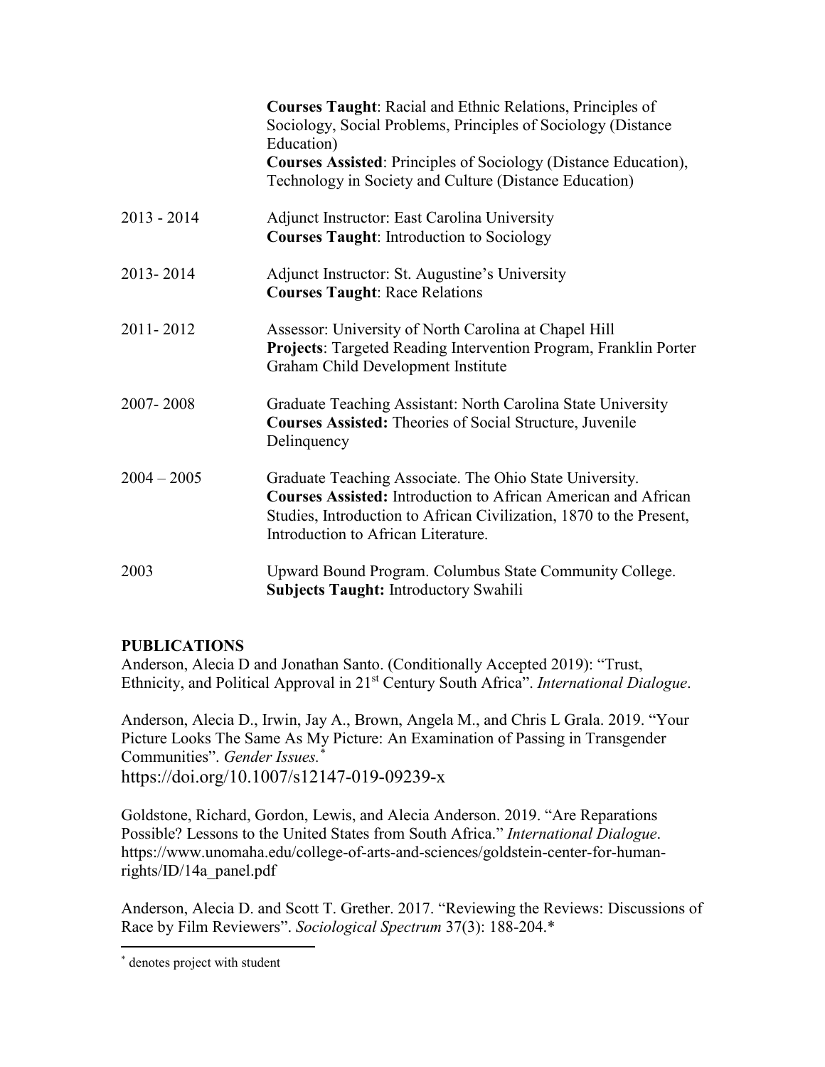**Courses Taught**: Racial and Ethnic Relations, Principles of Sociology, Social Problems, Principles of Sociology (Distance Education)
**Courses Assisted**: Principles of Sociology (Distance Education), Technology in Society and Culture (Distance Education)

2013 - 2014 Adjunct Instructor: East Carolina University
**Courses Taught**: Introduction to Sociology

2013- 2014 Adjunct Instructor: St. Augustine's University
**Courses Taught**: Race Relations

2011- 2012 Assessor: University of North Carolina at Chapel Hill
**Projects**: Targeted Reading Intervention Program, Franklin Porter Graham Child Development Institute

2007- 2008 Graduate Teaching Assistant: North Carolina State University
**Courses Assisted:** Theories of Social Structure, Juvenile Delinquency

2004 – 2005 Graduate Teaching Associate. The Ohio State University.
**Courses Assisted:** Introduction to African American and African Studies, Introduction to African Civilization, 1870 to the Present, Introduction to African Literature.

2003 Upward Bound Program. Columbus State Community College.
**Subjects Taught:** Introductory Swahili

**PUBLICATIONS**

Anderson, Alecia D and Jonathan Santo. (Conditionally Accepted 2019): "Trust, Ethnicity, and Political Approval in 21st Century South Africa". *International Dialogue*.

Anderson, Alecia D., Irwin, Jay A., Brown, Angela M., and Chris L Grala. 2019. "Your Picture Looks The Same As My Picture: An Examination of Passing in Transgender Communities". *Gender Issues.*[*]
https://doi.org/10.1007/s12147-019-09239-x

Goldstone, Richard, Gordon, Lewis, and Alecia Anderson. 2019. "Are Reparations Possible? Lessons to the United States from South Africa." *International Dialogue*. https://www.unomaha.edu/college-of-arts-and-sciences/goldstein-center-for-human-rights/ID/14a_panel.pdf

Anderson, Alecia D. and Scott T. Grether. 2017. "Reviewing the Reviews: Discussions of Race by Film Reviewers". *Sociological Spectrum* 37(3): 188-204.*

[*] denotes project with student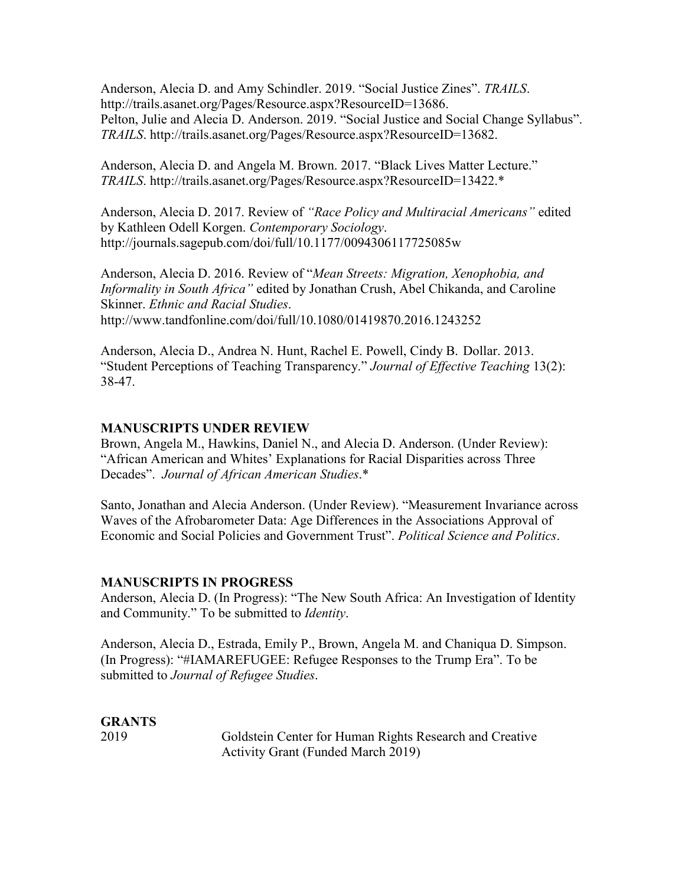Anderson, Alecia D. and Amy Schindler. 2019. "Social Justice Zines". *TRAILS*. http://trails.asanet.org/Pages/Resource.aspx?ResourceID=13686.
Pelton, Julie and Alecia D. Anderson. 2019. "Social Justice and Social Change Syllabus". *TRAILS*. http://trails.asanet.org/Pages/Resource.aspx?ResourceID=13682.

Anderson, Alecia D. and Angela M. Brown. 2017. "Black Lives Matter Lecture." *TRAILS*. http://trails.asanet.org/Pages/Resource.aspx?ResourceID=13422.*

Anderson, Alecia D. 2017. Review of *"Race Policy and Multiracial Americans"* edited by Kathleen Odell Korgen. *Contemporary Sociology*. http://journals.sagepub.com/doi/full/10.1177/0094306117725085w

Anderson, Alecia D. 2016. Review of "*Mean Streets: Migration, Xenophobia, and Informality in South Africa"* edited by Jonathan Crush, Abel Chikanda, and Caroline Skinner. *Ethnic and Racial Studies*. http://www.tandfonline.com/doi/full/10.1080/01419870.2016.1243252

Anderson, Alecia D., Andrea N. Hunt, Rachel E. Powell, Cindy B. Dollar. 2013. "Student Perceptions of Teaching Transparency." *Journal of Effective Teaching* 13(2): 38-47.

**MANUSCRIPTS UNDER REVIEW**

Brown, Angela M., Hawkins, Daniel N., and Alecia D. Anderson. (Under Review): "African American and Whites' Explanations for Racial Disparities across Three Decades". *Journal of African American Studies*.*

Santo, Jonathan and Alecia Anderson. (Under Review). "Measurement Invariance across Waves of the Afrobarometer Data: Age Differences in the Associations Approval of Economic and Social Policies and Government Trust". *Political Science and Politics*.

**MANUSCRIPTS IN PROGRESS**

Anderson, Alecia D. (In Progress): "The New South Africa: An Investigation of Identity and Community." To be submitted to *Identity*.

Anderson, Alecia D., Estrada, Emily P., Brown, Angela M. and Chaniqua D. Simpson. (In Progress): "#IAMAREFUGEE: Refugee Responses to the Trump Era". To be submitted to *Journal of Refugee Studies*.

**GRANTS**

2019 Goldstein Center for Human Rights Research and Creative Activity Grant (Funded March 2019)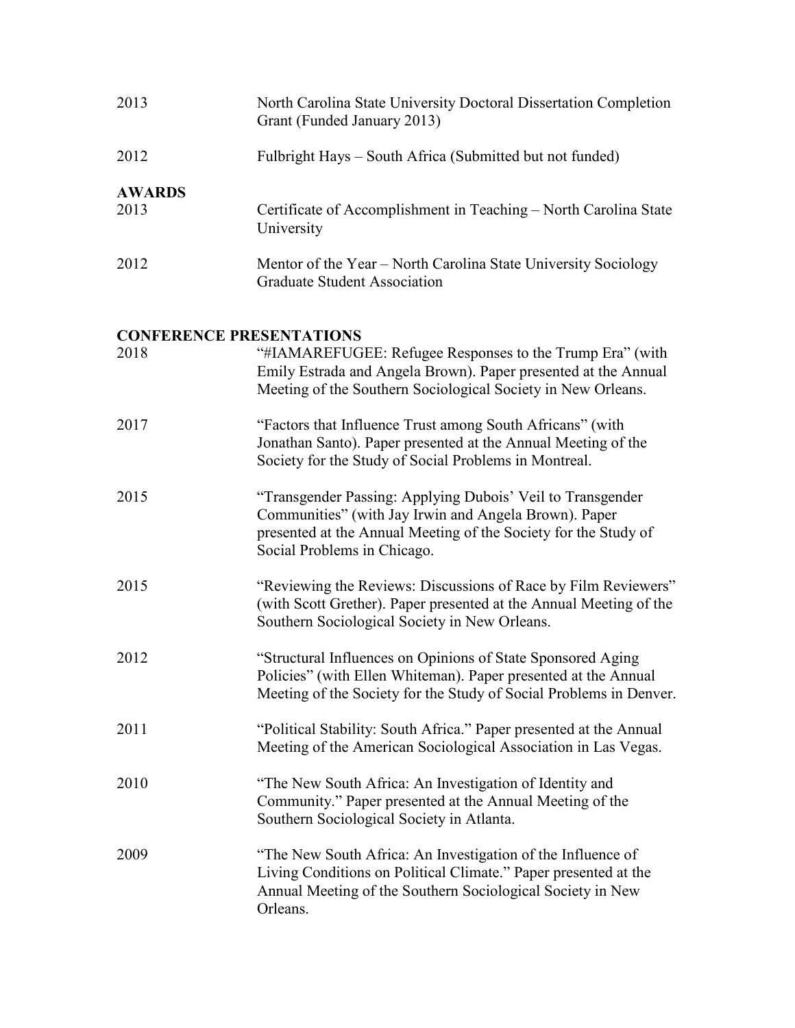2013 North Carolina State University Doctoral Dissertation Completion Grant (Funded January 2013)

2012 Fulbright Hays – South Africa (Submitted but not funded)

## AWARDS

2013 Certificate of Accomplishment in Teaching – North Carolina State University

2012 Mentor of the Year – North Carolina State University Sociology Graduate Student Association

## CONFERENCE PRESENTATIONS

2018 "#IAMAREFUGEE: Refugee Responses to the Trump Era" (with Emily Estrada and Angela Brown). Paper presented at the Annual Meeting of the Southern Sociological Society in New Orleans.

2017 "Factors that Influence Trust among South Africans" (with Jonathan Santo). Paper presented at the Annual Meeting of the Society for the Study of Social Problems in Montreal.

2015 "Transgender Passing: Applying Dubois' Veil to Transgender Communities" (with Jay Irwin and Angela Brown). Paper presented at the Annual Meeting of the Society for the Study of Social Problems in Chicago.

2015 "Reviewing the Reviews: Discussions of Race by Film Reviewers" (with Scott Grether). Paper presented at the Annual Meeting of the Southern Sociological Society in New Orleans.

2012 "Structural Influences on Opinions of State Sponsored Aging Policies" (with Ellen Whiteman). Paper presented at the Annual Meeting of the Society for the Study of Social Problems in Denver.

2011 "Political Stability: South Africa." Paper presented at the Annual Meeting of the American Sociological Association in Las Vegas.

2010 "The New South Africa: An Investigation of Identity and Community." Paper presented at the Annual Meeting of the Southern Sociological Society in Atlanta.

2009 "The New South Africa: An Investigation of the Influence of Living Conditions on Political Climate." Paper presented at the Annual Meeting of the Southern Sociological Society in New Orleans.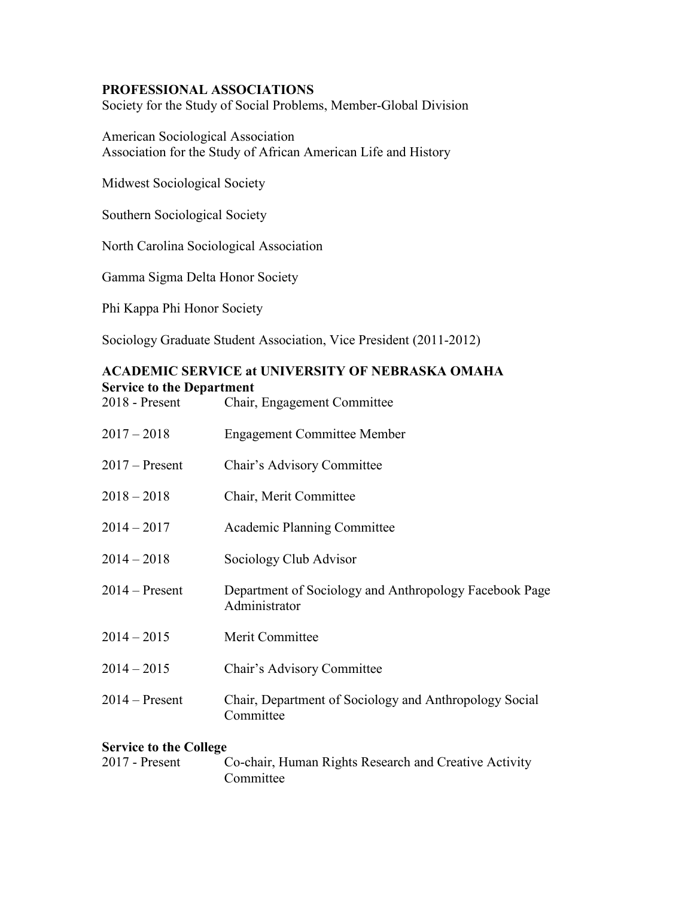## PROFESSIONAL ASSOCIATIONS

Society for the Study of Social Problems, Member-Global Division

American Sociological Association
Association for the Study of African American Life and History

Midwest Sociological Society

Southern Sociological Society

North Carolina Sociological Association

Gamma Sigma Delta Honor Society

Phi Kappa Phi Honor Society

Sociology Graduate Student Association, Vice President (2011-2012)

## ACADEMIC SERVICE at UNIVERSITY OF NEBRASKA OMAHA

### Service to the Department

| | |
|---|---|
| 2018 - Present | Chair, Engagement Committee |
| 2017 – 2018 | Engagement Committee Member |
| 2017 – Present | Chair's Advisory Committee |
| 2018 – 2018 | Chair, Merit Committee |
| 2014 – 2017 | Academic Planning Committee |
| 2014 – 2018 | Sociology Club Advisor |
| 2014 – Present | Department of Sociology and Anthropology Facebook Page Administrator |
| 2014 – 2015 | Merit Committee |
| 2014 – 2015 | Chair's Advisory Committee |
| 2014 – Present | Chair, Department of Sociology and Anthropology Social Committee |

### Service to the College

| | |
|---|---|
| 2017 - Present | Co-chair, Human Rights Research and Creative Activity Committee |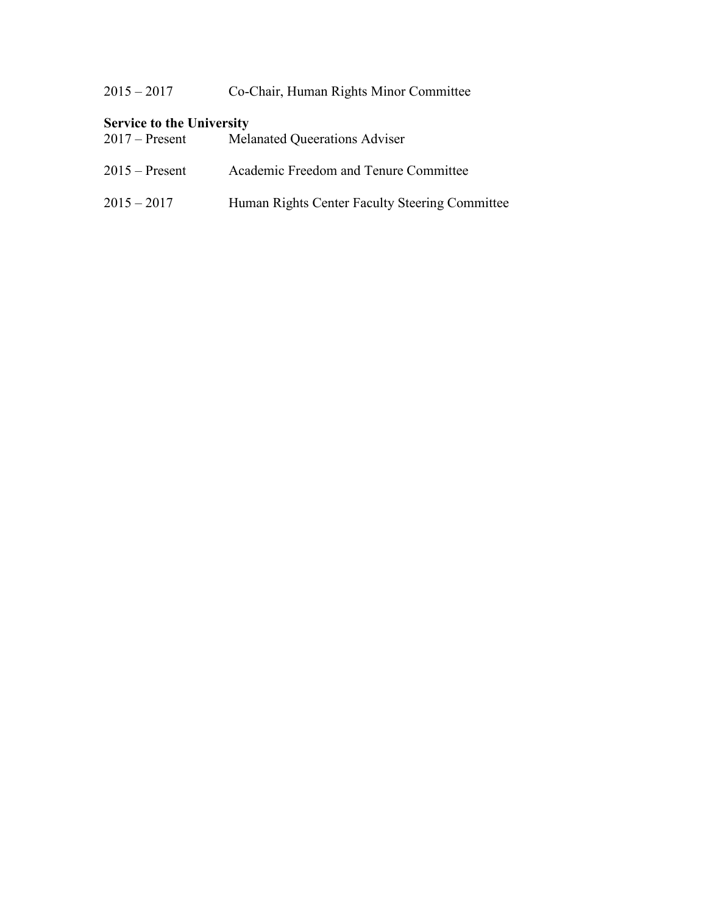| | |
|---|---|
| 2015 – 2017 | Co-Chair, Human Rights Minor Committee |

**Service to the University**

| | |
|---|---|
| 2017 – Present | Melanated Queerations Adviser |
| 2015 – Present | Academic Freedom and Tenure Committee |
| 2015 – 2017 | Human Rights Center Faculty Steering Committee |